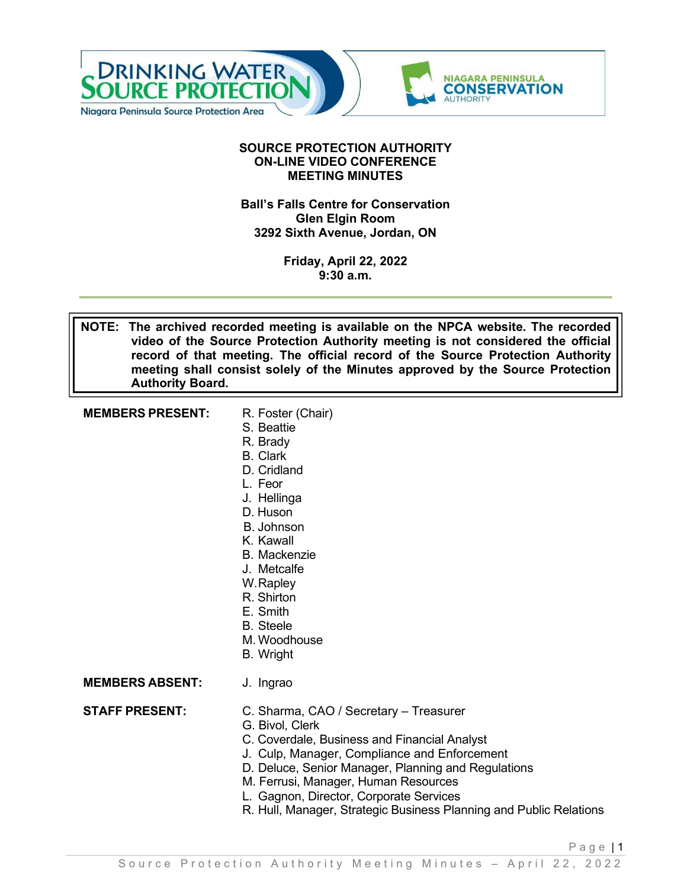# SOURCE PROTECTION AUTHORITY
# ON-LINE VIDEO CONFERENCE
# MEETING MINUTES

**Ball's Falls Centre for Conservation**
**Glen Elgin Room**
**3292 Sixth Avenue, Jordan, ON**

**Friday, April 22, 2022**
**9:30 a.m.**

---

> **NOTE: The archived recorded meeting is available on the NPCA website. The recorded video of the Source Protection Authority meeting is not considered the official record of that meeting. The official record of the Source Protection Authority meeting shall consist solely of the Minutes approved by the Source Protection Authority Board.**

**MEMBERS PRESENT:**
- R. Foster (Chair)
- S. Beattie
- R. Brady
- B. Clark
- D. Cridland
- L. Feor
- J. Hellinga
- D. Huson
- B. Johnson
- K. Kawall
- B. Mackenzie
- J. Metcalfe
- W. Rapley
- R. Shirton
- E. Smith
- B. Steele
- M. Woodhouse
- B. Wright

**MEMBERS ABSENT:**
- J. Ingrao

**STAFF PRESENT:**
- C. Sharma, CAO / Secretary – Treasurer
- G. Bivol, Clerk
- C. Coverdale, Business and Financial Analyst
- J. Culp, Manager, Compliance and Enforcement
- D. Deluce, Senior Manager, Planning and Regulations
- M. Ferrusi, Manager, Human Resources
- L. Gagnon, Director, Corporate Services
- R. Hull, Manager, Strategic Business Planning and Public Relations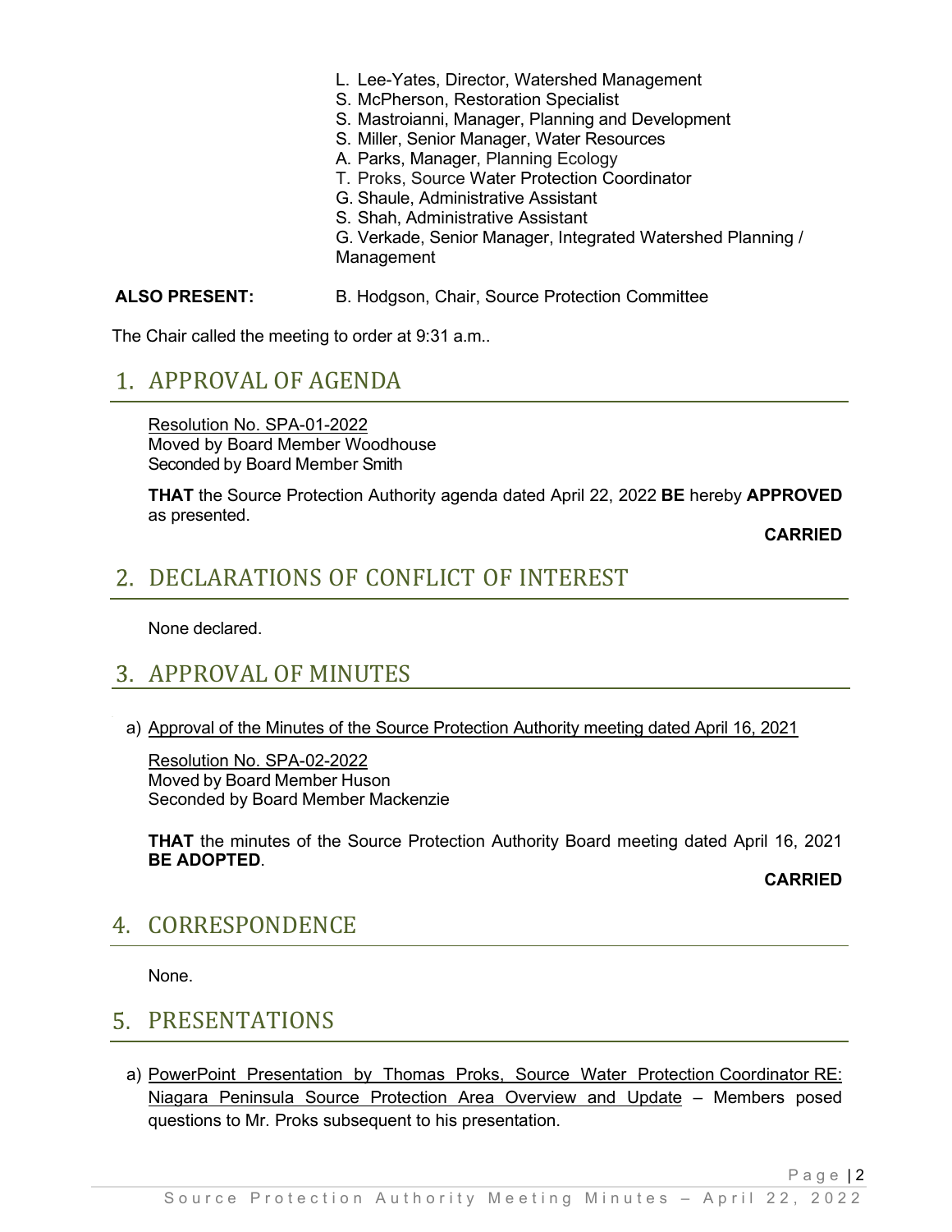L. Lee-Yates, Director, Watershed Management
S. McPherson, Restoration Specialist
S. Mastroianni, Manager, Planning and Development
S. Miller, Senior Manager, Water Resources
A. Parks, Manager, Planning Ecology
T. Proks, Source Water Protection Coordinator
G. Shaule, Administrative Assistant
S. Shah, Administrative Assistant
G. Verkade, Senior Manager, Integrated Watershed Planning / Management

**ALSO PRESENT:** B. Hodgson, Chair, Source Protection Committee

The Chair called the meeting to order at 9:31 a.m..

## 1. APPROVAL OF AGENDA

Resolution No. SPA-01-2022
Moved by Board Member Woodhouse
Seconded by Board Member Smith

**THAT** the Source Protection Authority agenda dated April 22, 2022 **BE** hereby **APPROVED** as presented.

**CARRIED**

## 2. DECLARATIONS OF CONFLICT OF INTEREST

None declared.

## 3. APPROVAL OF MINUTES

a) Approval of the Minutes of the Source Protection Authority meeting dated April 16, 2021

Resolution No. SPA-02-2022
Moved by Board Member Huson
Seconded by Board Member Mackenzie

**THAT** the minutes of the Source Protection Authority Board meeting dated April 16, 2021 **BE ADOPTED**.

**CARRIED**

## 4. CORRESPONDENCE

None.

## 5. PRESENTATIONS

a) PowerPoint Presentation by Thomas Proks, Source Water Protection Coordinator RE: Niagara Peninsula Source Protection Area Overview and Update – Members posed questions to Mr. Proks subsequent to his presentation.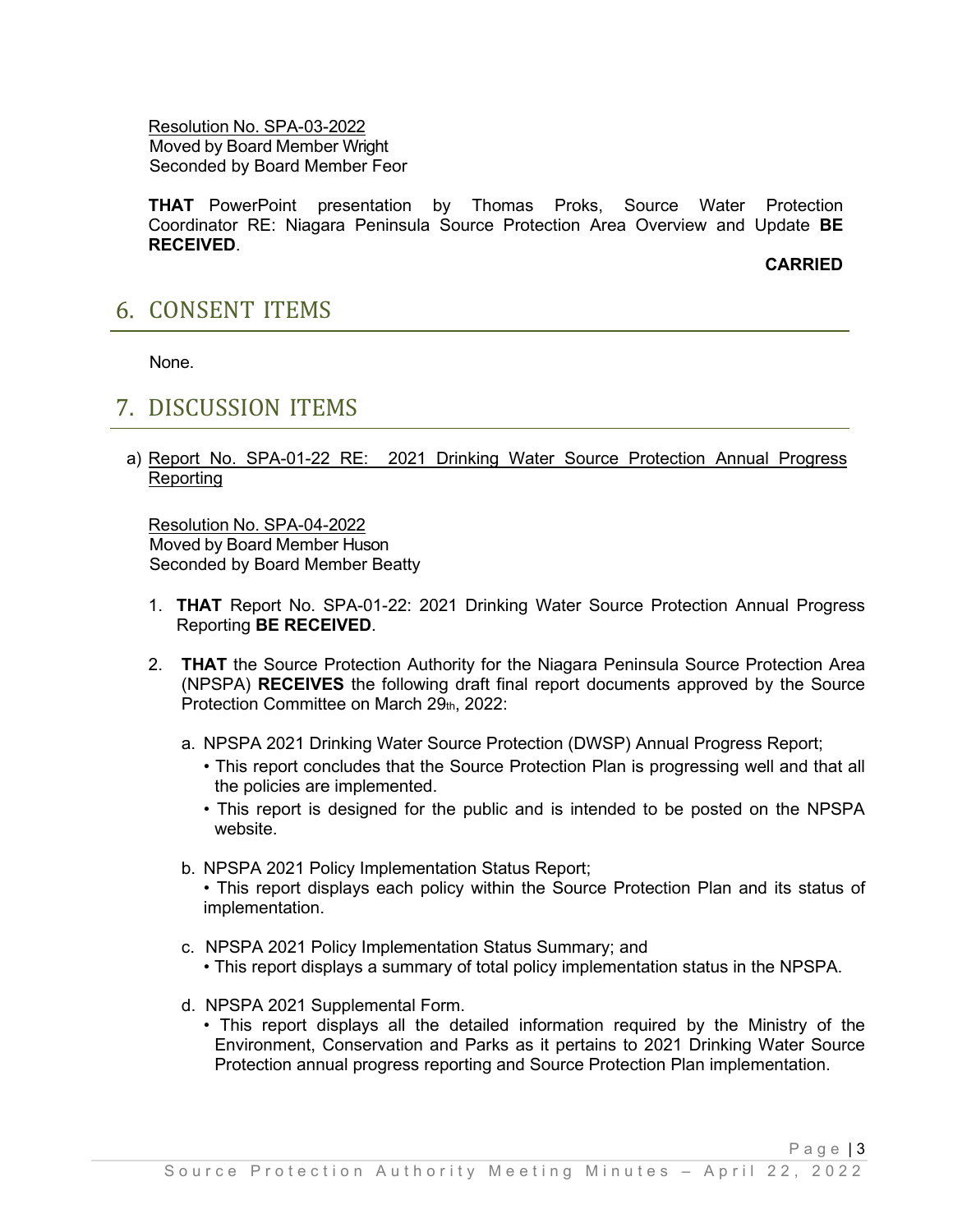Resolution No. SPA-03-2022
Moved by Board Member Wright
Seconded by Board Member Feor

**THAT** PowerPoint presentation by Thomas Proks, Source Water Protection Coordinator RE: Niagara Peninsula Source Protection Area Overview and Update **BE RECEIVED**.

**CARRIED**

## 6. CONSENT ITEMS

None.

## 7. DISCUSSION ITEMS

a) Report No. SPA-01-22 RE: 2021 Drinking Water Source Protection Annual Progress Reporting

Resolution No. SPA-04-2022
Moved by Board Member Huson
Seconded by Board Member Beatty

1. **THAT** Report No. SPA-01-22: 2021 Drinking Water Source Protection Annual Progress Reporting **BE RECEIVED**.

2. **THAT** the Source Protection Authority for the Niagara Peninsula Source Protection Area (NPSPA) **RECEIVES** the following draft final report documents approved by the Source Protection Committee on March 29th, 2022:

   a. NPSPA 2021 Drinking Water Source Protection (DWSP) Annual Progress Report;
      - This report concludes that the Source Protection Plan is progressing well and that all the policies are implemented.
      - This report is designed for the public and is intended to be posted on the NPSPA website.

   b. NPSPA 2021 Policy Implementation Status Report;
      - This report displays each policy within the Source Protection Plan and its status of implementation.

   c. NPSPA 2021 Policy Implementation Status Summary; and
      - This report displays a summary of total policy implementation status in the NPSPA.

   d. NPSPA 2021 Supplemental Form.
      - This report displays all the detailed information required by the Ministry of the Environment, Conservation and Parks as it pertains to 2021 Drinking Water Source Protection annual progress reporting and Source Protection Plan implementation.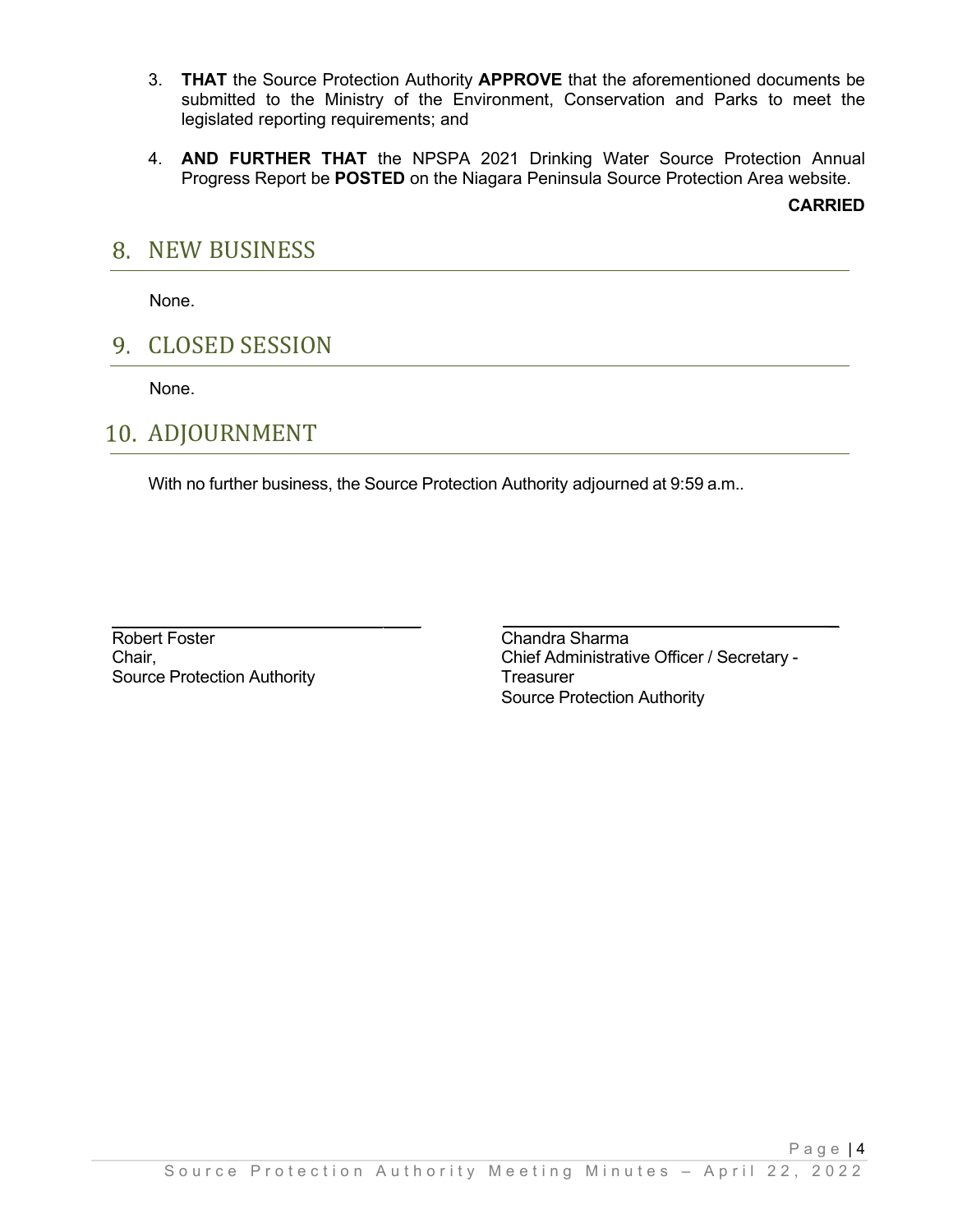3. **THAT** the Source Protection Authority **APPROVE** that the aforementioned documents be submitted to the Ministry of the Environment, Conservation and Parks to meet the legislated reporting requirements; and

4. **AND FURTHER THAT** the NPSPA 2021 Drinking Water Source Protection Annual Progress Report be **POSTED** on the Niagara Peninsula Source Protection Area website.

**CARRIED**

## 8. NEW BUSINESS

None.

## 9. CLOSED SESSION

None.

## 10. ADJOURNMENT

With no further business, the Source Protection Authority adjourned at 9:59 a.m..

Robert Foster
Chair,
Source Protection Authority

Chandra Sharma
Chief Administrative Officer / Secretary - Treasurer
Source Protection Authority